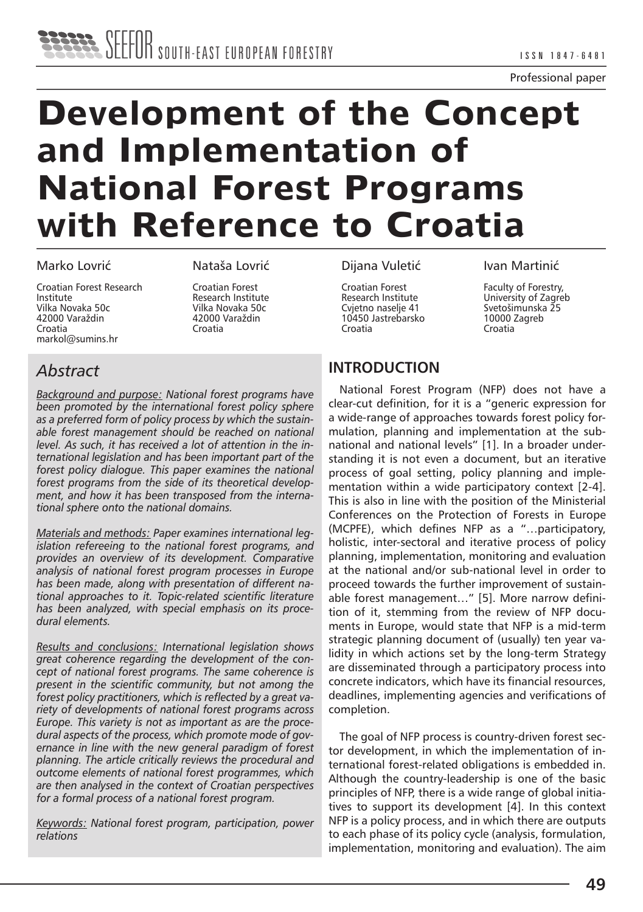Professional paper

# Development of the Concept and Implementation of National Forest Programs with Reference to Croatia

Marko Lovrić

Croatian Forest Research Institute
Vilka Novaka 50c
42000 Varaždin
Croatia
markol@sumins.hr

Nataša Lovrić

Croatian Forest Research Institute
Vilka Novaka 50c
42000 Varaždin
Croatia

Dijana Vuletić

Croatian Forest Research Institute
Cvjetno naselje 41
10450 Jastrebarsko
Croatia

Ivan Martinić

Faculty of Forestry, University of Zagreb
Svetošimunska 25
10000 Zagreb
Croatia

## *Abstract*

*Background and purpose: National forest programs have been promoted by the international forest policy sphere as a preferred form of policy process by which the sustainable forest management should be reached on national level. As such, it has received a lot of attention in the international legislation and has been important part of the forest policy dialogue. This paper examines the national forest programs from the side of its theoretical development, and how it has been transposed from the international sphere onto the national domains.*

*Materials and methods: Paper examines international legislation refereeing to the national forest programs, and provides an overview of its development. Comparative analysis of national forest program processes in Europe has been made, along with presentation of different national approaches to it. Topic-related scientific literature has been analyzed, with special emphasis on its procedural elements.*

*Results and conclusions: International legislation shows great coherence regarding the development of the concept of national forest programs. The same coherence is present in the scientific community, but not among the forest policy practitioners, which is reflected by a great variety of developments of national forest programs across Europe. This variety is not as important as are the procedural aspects of the process, which promote mode of governance in line with the new general paradigm of forest planning. The article critically reviews the procedural and outcome elements of national forest programmes, which are then analysed in the context of Croatian perspectives for a formal process of a national forest program.*

*Keywords: National forest program, participation, power relations*

## INTRODUCTION

National Forest Program (NFP) does not have a clear-cut definition, for it is a "generic expression for a wide-range of approaches towards forest policy formulation, planning and implementation at the subnational and national levels" [1]. In a broader understanding it is not even a document, but an iterative process of goal setting, policy planning and implementation within a wide participatory context [2-4]. This is also in line with the position of the Ministerial Conferences on the Protection of Forests in Europe (MCPFE), which defines NFP as a "…participatory, holistic, inter-sectoral and iterative process of policy planning, implementation, monitoring and evaluation at the national and/or sub-national level in order to proceed towards the further improvement of sustainable forest management…" [5]. More narrow definition of it, stemming from the review of NFP documents in Europe, would state that NFP is a mid-term strategic planning document of (usually) ten year validity in which actions set by the long-term Strategy are disseminated through a participatory process into concrete indicators, which have its financial resources, deadlines, implementing agencies and verifications of completion.

The goal of NFP process is country-driven forest sector development, in which the implementation of international forest-related obligations is embedded in. Although the country-leadership is one of the basic principles of NFP, there is a wide range of global initiatives to support its development [4]. In this context NFP is a policy process, and in which there are outputs to each phase of its policy cycle (analysis, formulation, implementation, monitoring and evaluation). The aim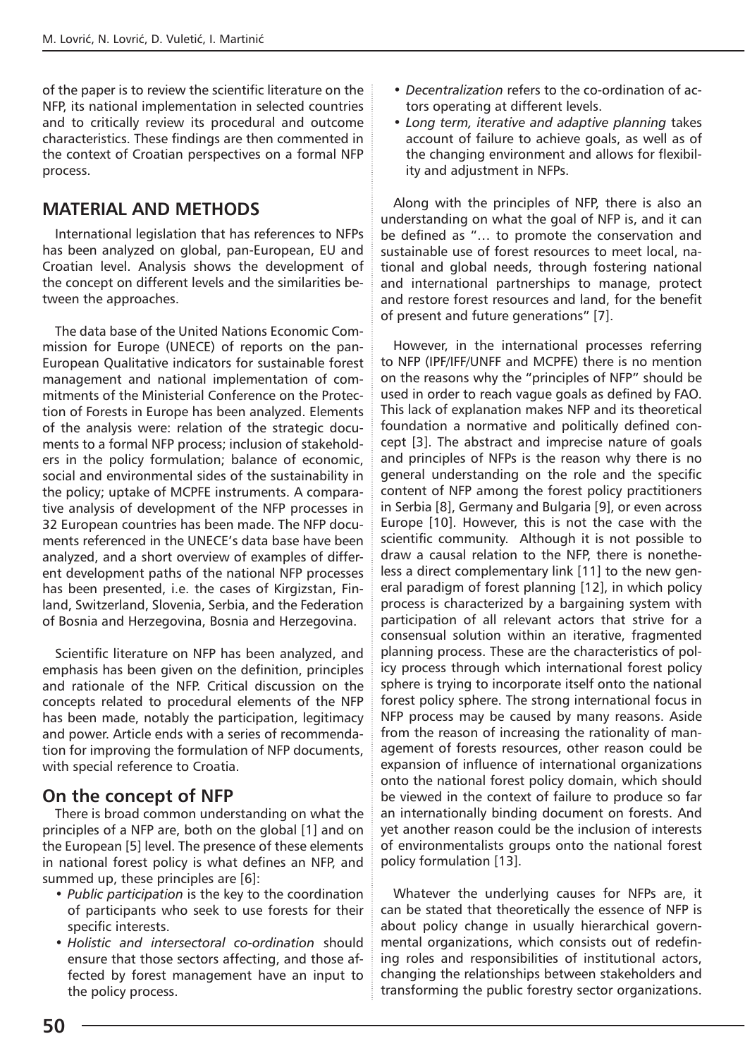of the paper is to review the scientific literature on the NFP, its national implementation in selected countries and to critically review its procedural and outcome characteristics. These findings are then commented in the context of Croatian perspectives on a formal NFP process.

## MATERIAL AND METHODS

International legislation that has references to NFPs has been analyzed on global, pan-European, EU and Croatian level. Analysis shows the development of the concept on different levels and the similarities between the approaches.

The data base of the United Nations Economic Commission for Europe (UNECE) of reports on the pan-European Qualitative indicators for sustainable forest management and national implementation of commitments of the Ministerial Conference on the Protection of Forests in Europe has been analyzed. Elements of the analysis were: relation of the strategic documents to a formal NFP process; inclusion of stakeholders in the policy formulation; balance of economic, social and environmental sides of the sustainability in the policy; uptake of MCPFE instruments. A comparative analysis of development of the NFP processes in 32 European countries has been made. The NFP documents referenced in the UNECE's data base have been analyzed, and a short overview of examples of different development paths of the national NFP processes has been presented, i.e. the cases of Kirgizstan, Finland, Switzerland, Slovenia, Serbia, and the Federation of Bosnia and Herzegovina, Bosnia and Herzegovina.

Scientific literature on NFP has been analyzed, and emphasis has been given on the definition, principles and rationale of the NFP. Critical discussion on the concepts related to procedural elements of the NFP has been made, notably the participation, legitimacy and power. Article ends with a series of recommendation for improving the formulation of NFP documents, with special reference to Croatia.

### On the concept of NFP

There is broad common understanding on what the principles of a NFP are, both on the global [1] and on the European [5] level. The presence of these elements in national forest policy is what defines an NFP, and summed up, these principles are [6]:

- *Public participation* is the key to the coordination of participants who seek to use forests for their specific interests.
- *Holistic and intersectoral co-ordination* should ensure that those sectors affecting, and those affected by forest management have an input to the policy process.
- *Decentralization* refers to the co-ordination of actors operating at different levels.
- *Long term, iterative and adaptive planning* takes account of failure to achieve goals, as well as of the changing environment and allows for flexibility and adjustment in NFPs.

Along with the principles of NFP, there is also an understanding on what the goal of NFP is, and it can be defined as "… to promote the conservation and sustainable use of forest resources to meet local, national and global needs, through fostering national and international partnerships to manage, protect and restore forest resources and land, for the benefit of present and future generations" [7].

However, in the international processes referring to NFP (IPF/IFF/UNFF and MCPFE) there is no mention on the reasons why the "principles of NFP" should be used in order to reach vague goals as defined by FAO. This lack of explanation makes NFP and its theoretical foundation a normative and politically defined concept [3]. The abstract and imprecise nature of goals and principles of NFPs is the reason why there is no general understanding on the role and the specific content of NFP among the forest policy practitioners in Serbia [8], Germany and Bulgaria [9], or even across Europe [10]. However, this is not the case with the scientific community. Although it is not possible to draw a causal relation to the NFP, there is nonetheless a direct complementary link [11] to the new general paradigm of forest planning [12], in which policy process is characterized by a bargaining system with participation of all relevant actors that strive for a consensual solution within an iterative, fragmented planning process. These are the characteristics of policy process through which international forest policy sphere is trying to incorporate itself onto the national forest policy sphere. The strong international focus in NFP process may be caused by many reasons. Aside from the reason of increasing the rationality of management of forests resources, other reason could be expansion of influence of international organizations onto the national forest policy domain, which should be viewed in the context of failure to produce so far an internationally binding document on forests. And yet another reason could be the inclusion of interests of environmentalists groups onto the national forest policy formulation [13].

Whatever the underlying causes for NFPs are, it can be stated that theoretically the essence of NFP is about policy change in usually hierarchical governmental organizations, which consists out of redefining roles and responsibilities of institutional actors, changing the relationships between stakeholders and transforming the public forestry sector organizations.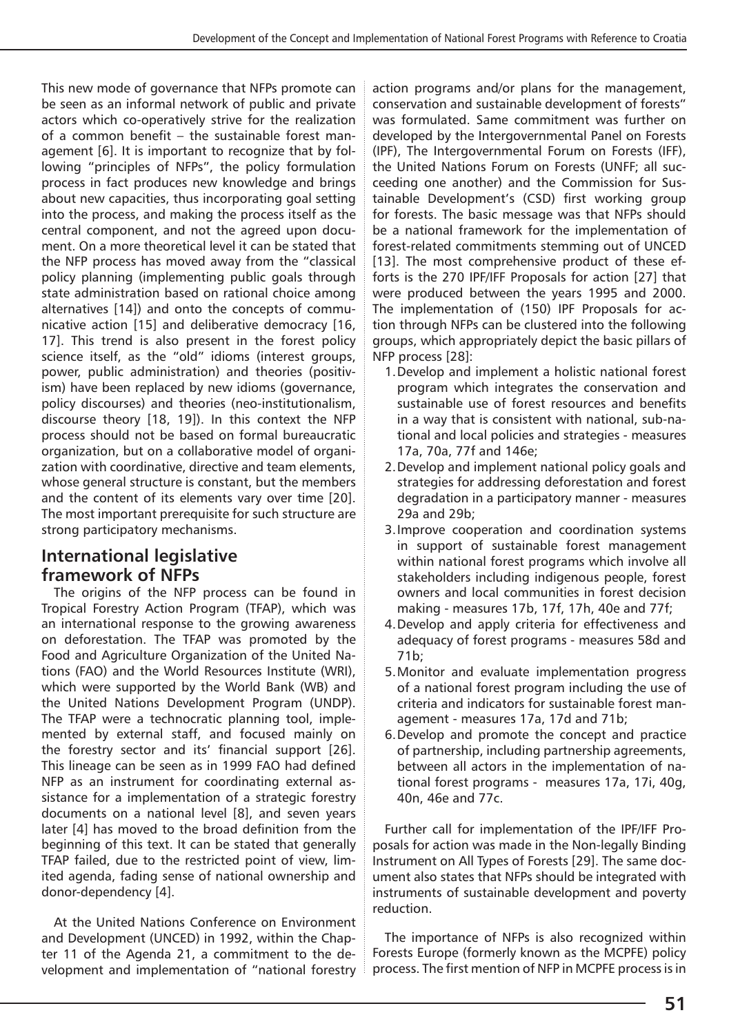This new mode of governance that NFPs promote can be seen as an informal network of public and private actors which co-operatively strive for the realization of a common benefit – the sustainable forest management [6]. It is important to recognize that by following "principles of NFPs", the policy formulation process in fact produces new knowledge and brings about new capacities, thus incorporating goal setting into the process, and making the process itself as the central component, and not the agreed upon document. On a more theoretical level it can be stated that the NFP process has moved away from the "classical policy planning (implementing public goals through state administration based on rational choice among alternatives [14]) and onto the concepts of communicative action [15] and deliberative democracy [16, 17]. This trend is also present in the forest policy science itself, as the "old" idioms (interest groups, power, public administration) and theories (positivism) have been replaced by new idioms (governance, policy discourses) and theories (neo-institutionalism, discourse theory [18, 19]). In this context the NFP process should not be based on formal bureaucratic organization, but on a collaborative model of organization with coordinative, directive and team elements, whose general structure is constant, but the members and the content of its elements vary over time [20]. The most important prerequisite for such structure are strong participatory mechanisms.

## International legislative framework of NFPs

The origins of the NFP process can be found in Tropical Forestry Action Program (TFAP), which was an international response to the growing awareness on deforestation. The TFAP was promoted by the Food and Agriculture Organization of the United Nations (FAO) and the World Resources Institute (WRI), which were supported by the World Bank (WB) and the United Nations Development Program (UNDP). The TFAP were a technocratic planning tool, implemented by external staff, and focused mainly on the forestry sector and its' financial support [26]. This lineage can be seen as in 1999 FAO had defined NFP as an instrument for coordinating external assistance for a implementation of a strategic forestry documents on a national level [8], and seven years later [4] has moved to the broad definition from the beginning of this text. It can be stated that generally TFAP failed, due to the restricted point of view, limited agenda, fading sense of national ownership and donor-dependency [4].

At the United Nations Conference on Environment and Development (UNCED) in 1992, within the Chapter 11 of the Agenda 21, a commitment to the development and implementation of "national forestry action programs and/or plans for the management, conservation and sustainable development of forests" was formulated. Same commitment was further on developed by the Intergovernmental Panel on Forests (IPF), The Intergovernmental Forum on Forests (IFF), the United Nations Forum on Forests (UNFF; all succeeding one another) and the Commission for Sustainable Development's (CSD) first working group for forests. The basic message was that NFPs should be a national framework for the implementation of forest-related commitments stemming out of UNCED [13]. The most comprehensive product of these efforts is the 270 IPF/IFF Proposals for action [27] that were produced between the years 1995 and 2000. The implementation of (150) IPF Proposals for action through NFPs can be clustered into the following groups, which appropriately depict the basic pillars of NFP process [28]:

1. Develop and implement a holistic national forest program which integrates the conservation and sustainable use of forest resources and benefits in a way that is consistent with national, sub-national and local policies and strategies - measures 17a, 70a, 77f and 146e;
2. Develop and implement national policy goals and strategies for addressing deforestation and forest degradation in a participatory manner - measures 29a and 29b;
3. Improve cooperation and coordination systems in support of sustainable forest management within national forest programs which involve all stakeholders including indigenous people, forest owners and local communities in forest decision making - measures 17b, 17f, 17h, 40e and 77f;
4. Develop and apply criteria for effectiveness and adequacy of forest programs - measures 58d and 71b;
5. Monitor and evaluate implementation progress of a national forest program including the use of criteria and indicators for sustainable forest management - measures 17a, 17d and 71b;
6. Develop and promote the concept and practice of partnership, including partnership agreements, between all actors in the implementation of national forest programs - measures 17a, 17i, 40g, 40n, 46e and 77c.

Further call for implementation of the IPF/IFF Proposals for action was made in the Non-legally Binding Instrument on All Types of Forests [29]. The same document also states that NFPs should be integrated with instruments of sustainable development and poverty reduction.

The importance of NFPs is also recognized within Forests Europe (formerly known as the MCPFE) policy process. The first mention of NFP in MCPFE process is in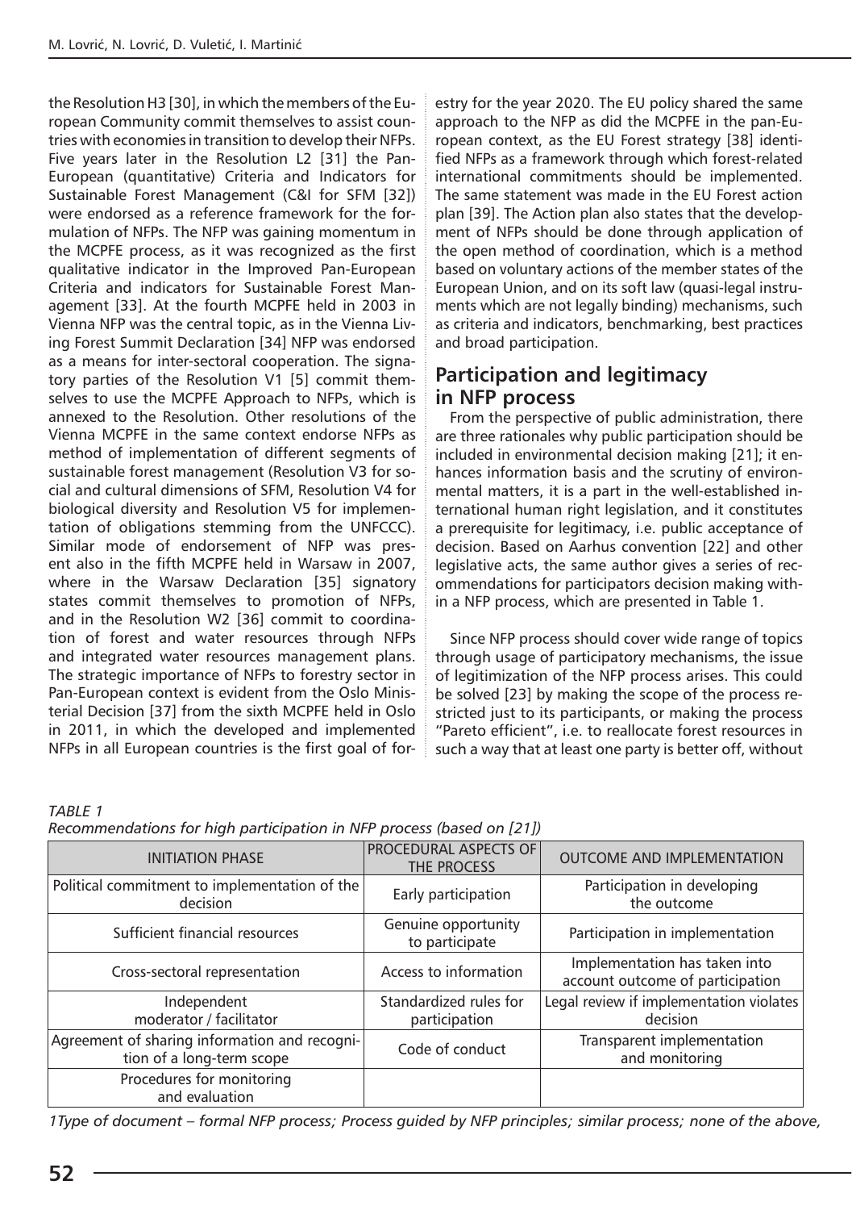the Resolution H3 [30], in which the members of the European Community commit themselves to assist countries with economies in transition to develop their NFPs. Five years later in the Resolution L2 [31] the Pan-European (quantitative) Criteria and Indicators for Sustainable Forest Management (C&I for SFM [32]) were endorsed as a reference framework for the formulation of NFPs. The NFP was gaining momentum in the MCPFE process, as it was recognized as the first qualitative indicator in the Improved Pan-European Criteria and indicators for Sustainable Forest Management [33]. At the fourth MCPFE held in 2003 in Vienna NFP was the central topic, as in the Vienna Living Forest Summit Declaration [34] NFP was endorsed as a means for inter-sectoral cooperation. The signatory parties of the Resolution V1 [5] commit themselves to use the MCPFE Approach to NFPs, which is annexed to the Resolution. Other resolutions of the Vienna MCPFE in the same context endorse NFPs as method of implementation of different segments of sustainable forest management (Resolution V3 for social and cultural dimensions of SFM, Resolution V4 for biological diversity and Resolution V5 for implementation of obligations stemming from the UNFCCC). Similar mode of endorsement of NFP was present also in the fifth MCPFE held in Warsaw in 2007, where in the Warsaw Declaration [35] signatory states commit themselves to promotion of NFPs, and in the Resolution W2 [36] commit to coordination of forest and water resources through NFPs and integrated water resources management plans. The strategic importance of NFPs to forestry sector in Pan-European context is evident from the Oslo Ministerial Decision [37] from the sixth MCPFE held in Oslo in 2011, in which the developed and implemented NFPs in all European countries is the first goal of forestry for the year 2020. The EU policy shared the same approach to the NFP as did the MCPFE in the pan-European context, as the EU Forest strategy [38] identified NFPs as a framework through which forest-related international commitments should be implemented. The same statement was made in the EU Forest action plan [39]. The Action plan also states that the development of NFPs should be done through application of the open method of coordination, which is a method based on voluntary actions of the member states of the European Union, and on its soft law (quasi-legal instruments which are not legally binding) mechanisms, such as criteria and indicators, benchmarking, best practices and broad participation.

## Participation and legitimacy in NFP process

From the perspective of public administration, there are three rationales why public participation should be included in environmental decision making [21]; it enhances information basis and the scrutiny of environmental matters, it is a part in the well-established international human right legislation, and it constitutes a prerequisite for legitimacy, i.e. public acceptance of decision. Based on Aarhus convention [22] and other legislative acts, the same author gives a series of recommendations for participators decision making within a NFP process, which are presented in Table 1.

Since NFP process should cover wide range of topics through usage of participatory mechanisms, the issue of legitimization of the NFP process arises. This could be solved [23] by making the scope of the process restricted just to its participants, or making the process "Pareto efficient", i.e. to reallocate forest resources in such a way that at least one party is better off, without

*TABLE 1*
*Recommendations for high participation in NFP process (based on [21])*

| INITIATION PHASE | PROCEDURAL ASPECTS OF THE PROCESS | OUTCOME AND IMPLEMENTATION |
|---|---|---|
| Political commitment to implementation of the decision | Early participation | Participation in developing the outcome |
| Sufficient financial resources | Genuine opportunity to participate | Participation in implementation |
| Cross-sectoral representation | Access to information | Implementation has taken into account outcome of participation |
| Independent moderator / facilitator | Standardized rules for participation | Legal review if implementation violates decision |
| Agreement of sharing information and recognition of a long-term scope | Code of conduct | Transparent implementation and monitoring |
| Procedures for monitoring and evaluation | | |

*1Type of document – formal NFP process; Process guided by NFP principles; similar process; none of the above,*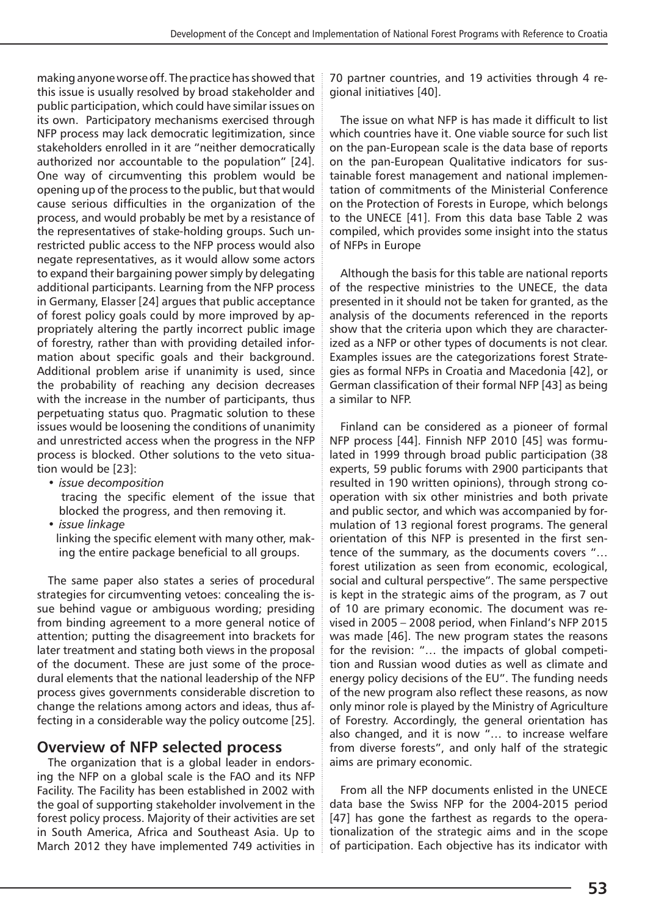making anyone worse off. The practice has showed that this issue is usually resolved by broad stakeholder and public participation, which could have similar issues on its own. Participatory mechanisms exercised through NFP process may lack democratic legitimization, since stakeholders enrolled in it are "neither democratically authorized nor accountable to the population" [24]. One way of circumventing this problem would be opening up of the process to the public, but that would cause serious difficulties in the organization of the process, and would probably be met by a resistance of the representatives of stake-holding groups. Such unrestricted public access to the NFP process would also negate representatives, as it would allow some actors to expand their bargaining power simply by delegating additional participants. Learning from the NFP process in Germany, Elasser [24] argues that public acceptance of forest policy goals could by more improved by appropriately altering the partly incorrect public image of forestry, rather than with providing detailed information about specific goals and their background. Additional problem arise if unanimity is used, since the probability of reaching any decision decreases with the increase in the number of participants, thus perpetuating status quo. Pragmatic solution to these issues would be loosening the conditions of unanimity and unrestricted access when the progress in the NFP process is blocked. Other solutions to the veto situation would be [23]:

- *issue decomposition*
  tracing the specific element of the issue that blocked the progress, and then removing it.
- *issue linkage*
  linking the specific element with many other, making the entire package beneficial to all groups.

The same paper also states a series of procedural strategies for circumventing vetoes: concealing the issue behind vague or ambiguous wording; presiding from binding agreement to a more general notice of attention; putting the disagreement into brackets for later treatment and stating both views in the proposal of the document. These are just some of the procedural elements that the national leadership of the NFP process gives governments considerable discretion to change the relations among actors and ideas, thus affecting in a considerable way the policy outcome [25].

## Overview of NFP selected process

The organization that is a global leader in endorsing the NFP on a global scale is the FAO and its NFP Facility. The Facility has been established in 2002 with the goal of supporting stakeholder involvement in the forest policy process. Majority of their activities are set in South America, Africa and Southeast Asia. Up to March 2012 they have implemented 749 activities in 70 partner countries, and 19 activities through 4 regional initiatives [40].

The issue on what NFP is has made it difficult to list which countries have it. One viable source for such list on the pan-European scale is the data base of reports on the pan-European Qualitative indicators for sustainable forest management and national implementation of commitments of the Ministerial Conference on the Protection of Forests in Europe, which belongs to the UNECE [41]. From this data base Table 2 was compiled, which provides some insight into the status of NFPs in Europe

Although the basis for this table are national reports of the respective ministries to the UNECE, the data presented in it should not be taken for granted, as the analysis of the documents referenced in the reports show that the criteria upon which they are characterized as a NFP or other types of documents is not clear. Examples issues are the categorizations forest Strategies as formal NFPs in Croatia and Macedonia [42], or German classification of their formal NFP [43] as being a similar to NFP.

Finland can be considered as a pioneer of formal NFP process [44]. Finnish NFP 2010 [45] was formulated in 1999 through broad public participation (38 experts, 59 public forums with 2900 participants that resulted in 190 written opinions), through strong cooperation with six other ministries and both private and public sector, and which was accompanied by formulation of 13 regional forest programs. The general orientation of this NFP is presented in the first sentence of the summary, as the documents covers "… forest utilization as seen from economic, ecological, social and cultural perspective". The same perspective is kept in the strategic aims of the program, as 7 out of 10 are primary economic. The document was revised in 2005 – 2008 period, when Finland's NFP 2015 was made [46]. The new program states the reasons for the revision: "… the impacts of global competition and Russian wood duties as well as climate and energy policy decisions of the EU". The funding needs of the new program also reflect these reasons, as now only minor role is played by the Ministry of Agriculture of Forestry. Accordingly, the general orientation has also changed, and it is now "… to increase welfare from diverse forests", and only half of the strategic aims are primary economic.

From all the NFP documents enlisted in the UNECE data base the Swiss NFP for the 2004-2015 period [47] has gone the farthest as regards to the operationalization of the strategic aims and in the scope of participation. Each objective has its indicator with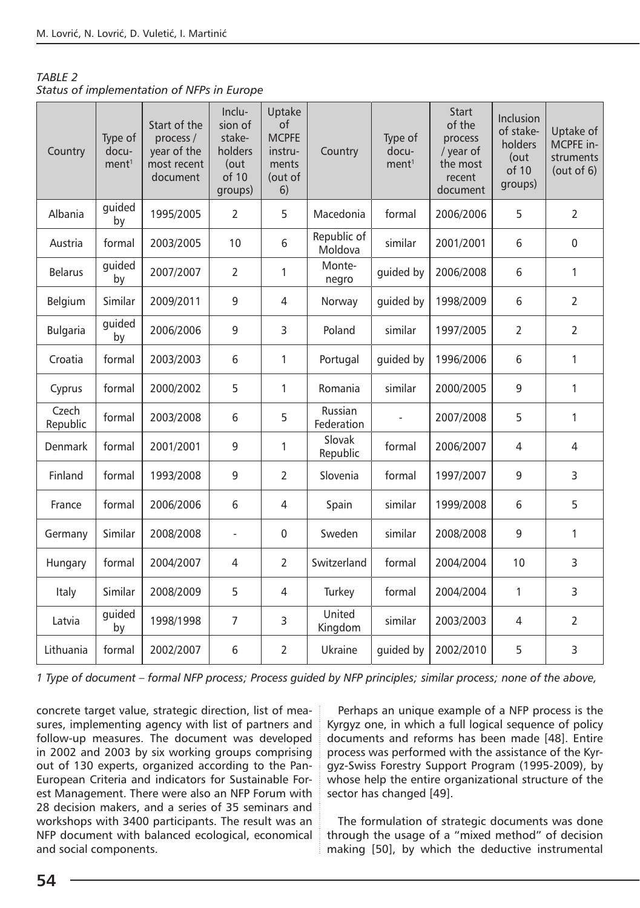*TABLE 2*
*Status of implementation of NFPs in Europe*

| Country | Type of document[1] | Start of the process / year of the most recent document | Inclusion of stakeholders (out of 10 groups) | Uptake of MCPFE instruments (out of 6) | Country | Type of document[1] | Start of the process / year of the most recent document | Inclusion of stakeholders (out of 10 groups) | Uptake of MCPFE instruments (out of 6) |
|---|---|---|---|---|---|---|---|---|---|
| Albania | guided by | 1995/2005 | 2 | 5 | Macedonia | formal | 2006/2006 | 5 | 2 |
| Austria | formal | 2003/2005 | 10 | 6 | Republic of Moldova | similar | 2001/2001 | 6 | 0 |
| Belarus | guided by | 2007/2007 | 2 | 1 | Montenegro | guided by | 2006/2008 | 6 | 1 |
| Belgium | Similar | 2009/2011 | 9 | 4 | Norway | guided by | 1998/2009 | 6 | 2 |
| Bulgaria | guided by | 2006/2006 | 9 | 3 | Poland | similar | 1997/2005 | 2 | 2 |
| Croatia | formal | 2003/2003 | 6 | 1 | Portugal | guided by | 1996/2006 | 6 | 1 |
| Cyprus | formal | 2000/2002 | 5 | 1 | Romania | similar | 2000/2005 | 9 | 1 |
| Czech Republic | formal | 2003/2008 | 6 | 5 | Russian Federation | - | 2007/2008 | 5 | 1 |
| Denmark | formal | 2001/2001 | 9 | 1 | Slovak Republic | formal | 2006/2007 | 4 | 4 |
| Finland | formal | 1993/2008 | 9 | 2 | Slovenia | formal | 1997/2007 | 9 | 3 |
| France | formal | 2006/2006 | 6 | 4 | Spain | similar | 1999/2008 | 6 | 5 |
| Germany | Similar | 2008/2008 | - | 0 | Sweden | similar | 2008/2008 | 9 | 1 |
| Hungary | formal | 2004/2007 | 4 | 2 | Switzerland | formal | 2004/2004 | 10 | 3 |
| Italy | Similar | 2008/2009 | 5 | 4 | Turkey | formal | 2004/2004 | 1 | 3 |
| Latvia | guided by | 1998/1998 | 7 | 3 | United Kingdom | similar | 2003/2003 | 4 | 2 |
| Lithuania | formal | 2002/2007 | 6 | 2 | Ukraine | guided by | 2002/2010 | 5 | 3 |

*1 Type of document – formal NFP process; Process guided by NFP principles; similar process; none of the above,*

concrete target value, strategic direction, list of measures, implementing agency with list of partners and follow-up measures. The document was developed in 2002 and 2003 by six working groups comprising out of 130 experts, organized according to the Pan-European Criteria and indicators for Sustainable Forest Management. There were also an NFP Forum with 28 decision makers, and a series of 35 seminars and workshops with 3400 participants. The result was an NFP document with balanced ecological, economical and social components.

Perhaps an unique example of a NFP process is the Kyrgyz one, in which a full logical sequence of policy documents and reforms has been made [48]. Entire process was performed with the assistance of the Kyrgyz-Swiss Forestry Support Program (1995-2009), by whose help the entire organizational structure of the sector has changed [49].

The formulation of strategic documents was done through the usage of a "mixed method" of decision making [50], by which the deductive instrumental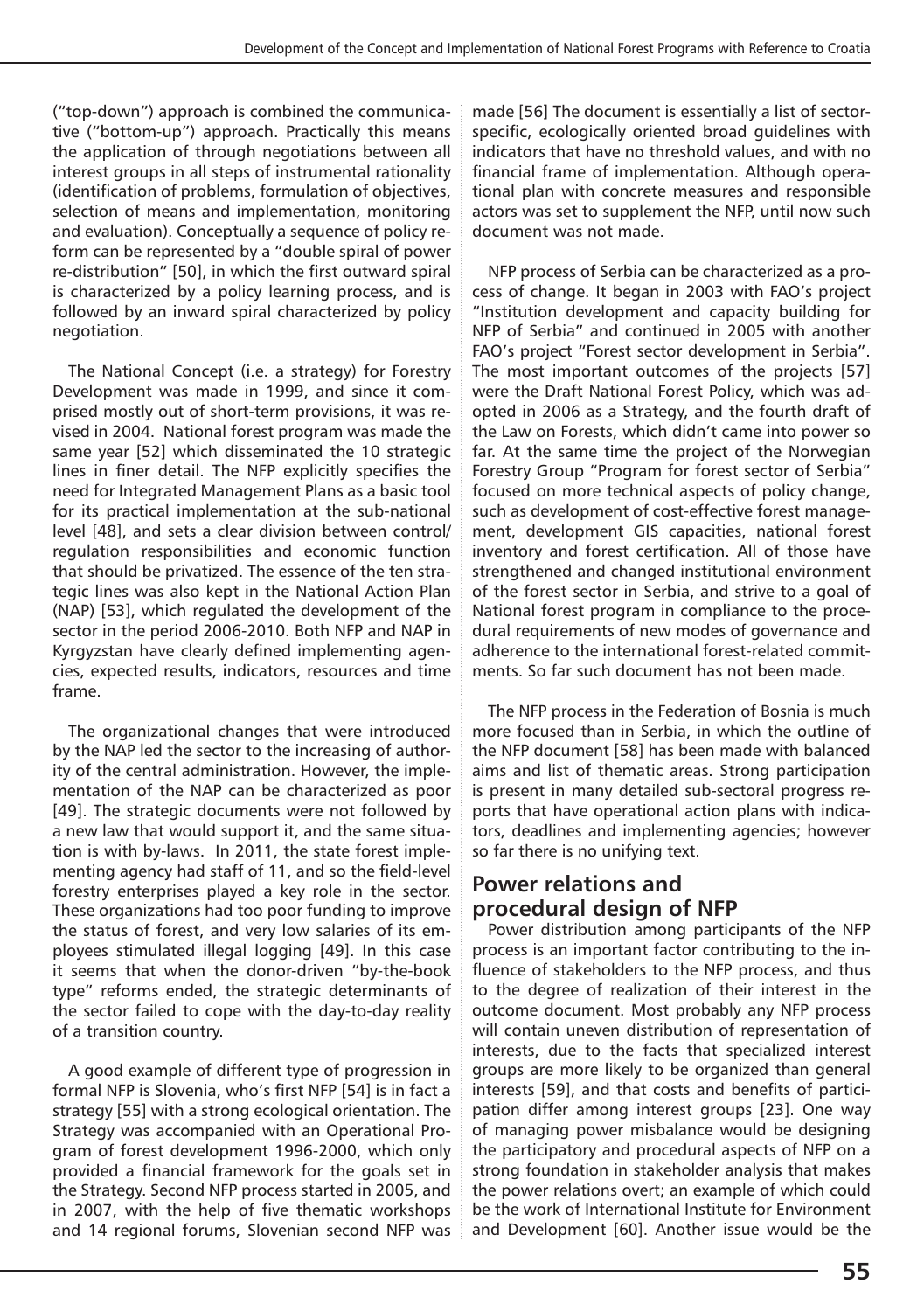("top-down") approach is combined the communicative ("bottom-up") approach. Practically this means the application of through negotiations between all interest groups in all steps of instrumental rationality (identification of problems, formulation of objectives, selection of means and implementation, monitoring and evaluation). Conceptually a sequence of policy reform can be represented by a "double spiral of power re-distribution" [50], in which the first outward spiral is characterized by a policy learning process, and is followed by an inward spiral characterized by policy negotiation.

The National Concept (i.e. a strategy) for Forestry Development was made in 1999, and since it comprised mostly out of short-term provisions, it was revised in 2004. National forest program was made the same year [52] which disseminated the 10 strategic lines in finer detail. The NFP explicitly specifies the need for Integrated Management Plans as a basic tool for its practical implementation at the sub-national level [48], and sets a clear division between control/regulation responsibilities and economic function that should be privatized. The essence of the ten strategic lines was also kept in the National Action Plan (NAP) [53], which regulated the development of the sector in the period 2006-2010. Both NFP and NAP in Kyrgyzstan have clearly defined implementing agencies, expected results, indicators, resources and time frame.

The organizational changes that were introduced by the NAP led the sector to the increasing of authority of the central administration. However, the implementation of the NAP can be characterized as poor [49]. The strategic documents were not followed by a new law that would support it, and the same situation is with by-laws. In 2011, the state forest implementing agency had staff of 11, and so the field-level forestry enterprises played a key role in the sector. These organizations had too poor funding to improve the status of forest, and very low salaries of its employees stimulated illegal logging [49]. In this case it seems that when the donor-driven "by-the-book type" reforms ended, the strategic determinants of the sector failed to cope with the day-to-day reality of a transition country.

A good example of different type of progression in formal NFP is Slovenia, who's first NFP [54] is in fact a strategy [55] with a strong ecological orientation. The Strategy was accompanied with an Operational Program of forest development 1996-2000, which only provided a financial framework for the goals set in the Strategy. Second NFP process started in 2005, and in 2007, with the help of five thematic workshops and 14 regional forums, Slovenian second NFP was made [56] The document is essentially a list of sector-specific, ecologically oriented broad guidelines with indicators that have no threshold values, and with no financial frame of implementation. Although operational plan with concrete measures and responsible actors was set to supplement the NFP, until now such document was not made.

NFP process of Serbia can be characterized as a process of change. It began in 2003 with FAO's project "Institution development and capacity building for NFP of Serbia" and continued in 2005 with another FAO's project "Forest sector development in Serbia". The most important outcomes of the projects [57] were the Draft National Forest Policy, which was adopted in 2006 as a Strategy, and the fourth draft of the Law on Forests, which didn't came into power so far. At the same time the project of the Norwegian Forestry Group "Program for forest sector of Serbia" focused on more technical aspects of policy change, such as development of cost-effective forest management, development GIS capacities, national forest inventory and forest certification. All of those have strengthened and changed institutional environment of the forest sector in Serbia, and strive to a goal of National forest program in compliance to the procedural requirements of new modes of governance and adherence to the international forest-related commitments. So far such document has not been made.

The NFP process in the Federation of Bosnia is much more focused than in Serbia, in which the outline of the NFP document [58] has been made with balanced aims and list of thematic areas. Strong participation is present in many detailed sub-sectoral progress reports that have operational action plans with indicators, deadlines and implementing agencies; however so far there is no unifying text.

## Power relations and procedural design of NFP

Power distribution among participants of the NFP process is an important factor contributing to the influence of stakeholders to the NFP process, and thus to the degree of realization of their interest in the outcome document. Most probably any NFP process will contain uneven distribution of representation of interests, due to the facts that specialized interest groups are more likely to be organized than general interests [59], and that costs and benefits of participation differ among interest groups [23]. One way of managing power misbalance would be designing the participatory and procedural aspects of NFP on a strong foundation in stakeholder analysis that makes the power relations overt; an example of which could be the work of International Institute for Environment and Development [60]. Another issue would be the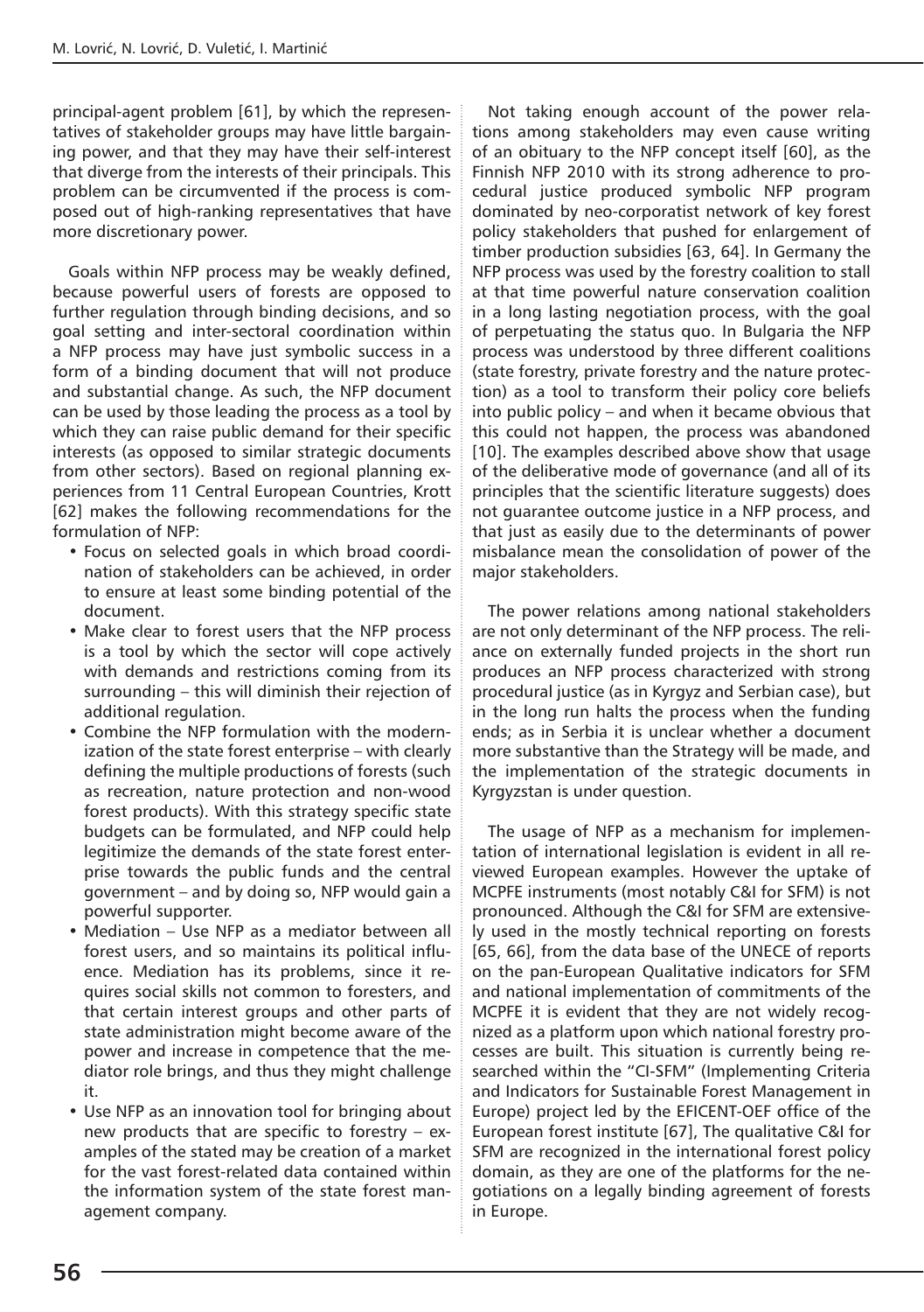principal-agent problem [61], by which the representatives of stakeholder groups may have little bargaining power, and that they may have their self-interest that diverge from the interests of their principals. This problem can be circumvented if the process is composed out of high-ranking representatives that have more discretionary power.

Goals within NFP process may be weakly defined, because powerful users of forests are opposed to further regulation through binding decisions, and so goal setting and inter-sectoral coordination within a NFP process may have just symbolic success in a form of a binding document that will not produce and substantial change. As such, the NFP document can be used by those leading the process as a tool by which they can raise public demand for their specific interests (as opposed to similar strategic documents from other sectors). Based on regional planning experiences from 11 Central European Countries, Krott [62] makes the following recommendations for the formulation of NFP:

- Focus on selected goals in which broad coordination of stakeholders can be achieved, in order to ensure at least some binding potential of the document.
- Make clear to forest users that the NFP process is a tool by which the sector will cope actively with demands and restrictions coming from its surrounding – this will diminish their rejection of additional regulation.
- Combine the NFP formulation with the modernization of the state forest enterprise – with clearly defining the multiple productions of forests (such as recreation, nature protection and non-wood forest products). With this strategy specific state budgets can be formulated, and NFP could help legitimize the demands of the state forest enterprise towards the public funds and the central government – and by doing so, NFP would gain a powerful supporter.
- Mediation – Use NFP as a mediator between all forest users, and so maintains its political influence. Mediation has its problems, since it requires social skills not common to foresters, and that certain interest groups and other parts of state administration might become aware of the power and increase in competence that the mediator role brings, and thus they might challenge it.
- Use NFP as an innovation tool for bringing about new products that are specific to forestry – examples of the stated may be creation of a market for the vast forest-related data contained within the information system of the state forest management company.

Not taking enough account of the power relations among stakeholders may even cause writing of an obituary to the NFP concept itself [60], as the Finnish NFP 2010 with its strong adherence to procedural justice produced symbolic NFP program dominated by neo-corporatist network of key forest policy stakeholders that pushed for enlargement of timber production subsidies [63, 64]. In Germany the NFP process was used by the forestry coalition to stall at that time powerful nature conservation coalition in a long lasting negotiation process, with the goal of perpetuating the status quo. In Bulgaria the NFP process was understood by three different coalitions (state forestry, private forestry and the nature protection) as a tool to transform their policy core beliefs into public policy – and when it became obvious that this could not happen, the process was abandoned [10]. The examples described above show that usage of the deliberative mode of governance (and all of its principles that the scientific literature suggests) does not guarantee outcome justice in a NFP process, and that just as easily due to the determinants of power misbalance mean the consolidation of power of the major stakeholders.

The power relations among national stakeholders are not only determinant of the NFP process. The reliance on externally funded projects in the short run produces an NFP process characterized with strong procedural justice (as in Kyrgyz and Serbian case), but in the long run halts the process when the funding ends; as in Serbia it is unclear whether a document more substantive than the Strategy will be made, and the implementation of the strategic documents in Kyrgyzstan is under question.

The usage of NFP as a mechanism for implementation of international legislation is evident in all reviewed European examples. However the uptake of MCPFE instruments (most notably C&I for SFM) is not pronounced. Although the C&I for SFM are extensively used in the mostly technical reporting on forests [65, 66], from the data base of the UNECE of reports on the pan-European Qualitative indicators for SFM and national implementation of commitments of the MCPFE it is evident that they are not widely recognized as a platform upon which national forestry processes are built. This situation is currently being researched within the "CI-SFM" (Implementing Criteria and Indicators for Sustainable Forest Management in Europe) project led by the EFICENT-OEF office of the European forest institute [67], The qualitative C&I for SFM are recognized in the international forest policy domain, as they are one of the platforms for the negotiations on a legally binding agreement of forests in Europe.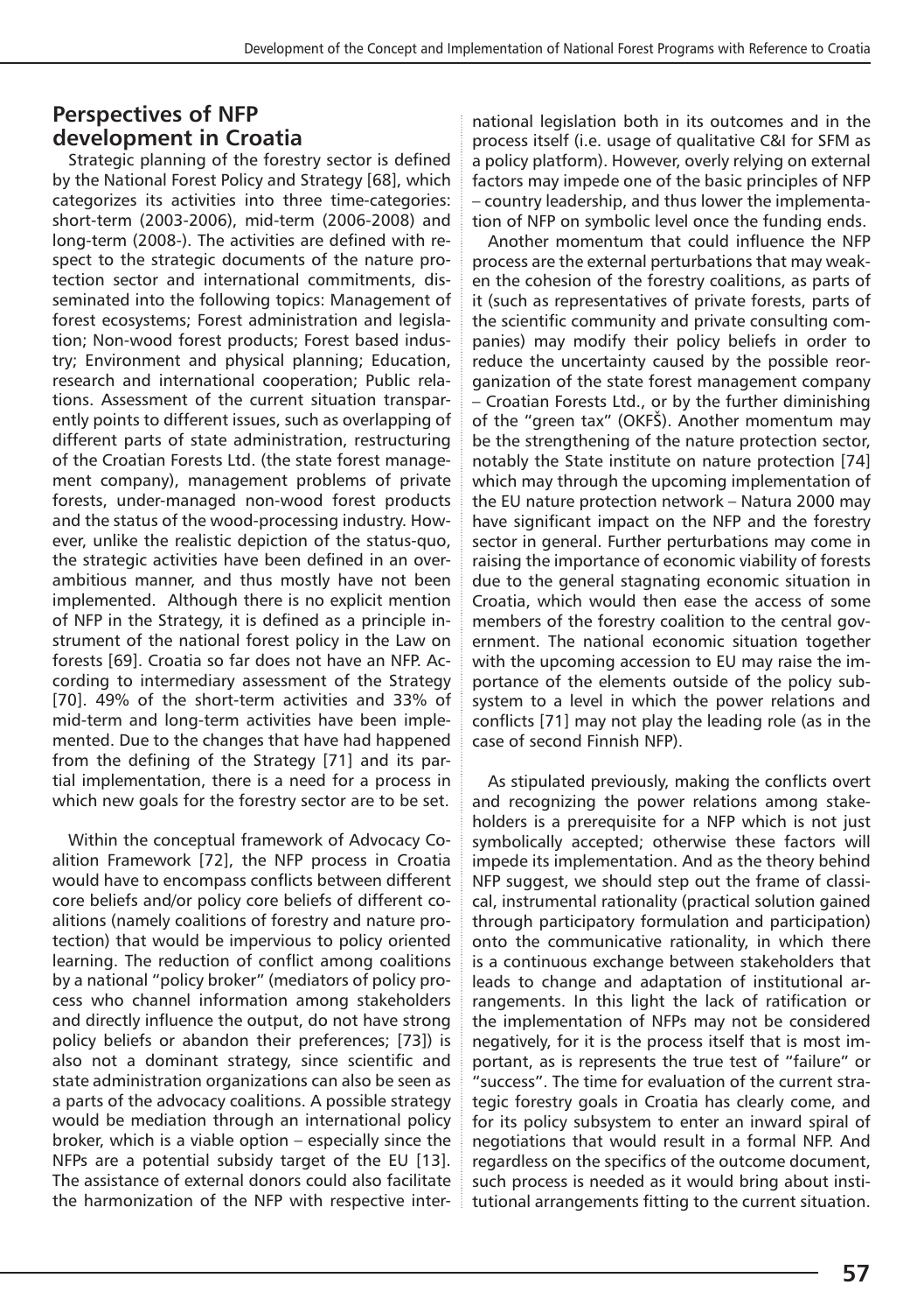## Perspectives of NFP development in Croatia

Strategic planning of the forestry sector is defined by the National Forest Policy and Strategy [68], which categorizes its activities into three time-categories: short-term (2003-2006), mid-term (2006-2008) and long-term (2008-). The activities are defined with respect to the strategic documents of the nature protection sector and international commitments, disseminated into the following topics: Management of forest ecosystems; Forest administration and legislation; Non-wood forest products; Forest based industry; Environment and physical planning; Education, research and international cooperation; Public relations. Assessment of the current situation transparently points to different issues, such as overlapping of different parts of state administration, restructuring of the Croatian Forests Ltd. (the state forest management company), management problems of private forests, under-managed non-wood forest products and the status of the wood-processing industry. However, unlike the realistic depiction of the status-quo, the strategic activities have been defined in an over-ambitious manner, and thus mostly have not been implemented. Although there is no explicit mention of NFP in the Strategy, it is defined as a principle instrument of the national forest policy in the Law on forests [69]. Croatia so far does not have an NFP. According to intermediary assessment of the Strategy [70]. 49% of the short-term activities and 33% of mid-term and long-term activities have been implemented. Due to the changes that have had happened from the defining of the Strategy [71] and its partial implementation, there is a need for a process in which new goals for the forestry sector are to be set.

Within the conceptual framework of Advocacy Coalition Framework [72], the NFP process in Croatia would have to encompass conflicts between different core beliefs and/or policy core beliefs of different coalitions (namely coalitions of forestry and nature protection) that would be impervious to policy oriented learning. The reduction of conflict among coalitions by a national "policy broker" (mediators of policy process who channel information among stakeholders and directly influence the output, do not have strong policy beliefs or abandon their preferences; [73]) is also not a dominant strategy, since scientific and state administration organizations can also be seen as a parts of the advocacy coalitions. A possible strategy would be mediation through an international policy broker, which is a viable option – especially since the NFPs are a potential subsidy target of the EU [13]. The assistance of external donors could also facilitate the harmonization of the NFP with respective international legislation both in its outcomes and in the process itself (i.e. usage of qualitative C&I for SFM as a policy platform). However, overly relying on external factors may impede one of the basic principles of NFP – country leadership, and thus lower the implementation of NFP on symbolic level once the funding ends.

Another momentum that could influence the NFP process are the external perturbations that may weaken the cohesion of the forestry coalitions, as parts of it (such as representatives of private forests, parts of the scientific community and private consulting companies) may modify their policy beliefs in order to reduce the uncertainty caused by the possible reorganization of the state forest management company – Croatian Forests Ltd., or by the further diminishing of the "green tax" (OKFŠ). Another momentum may be the strengthening of the nature protection sector, notably the State institute on nature protection [74] which may through the upcoming implementation of the EU nature protection network – Natura 2000 may have significant impact on the NFP and the forestry sector in general. Further perturbations may come in raising the importance of economic viability of forests due to the general stagnating economic situation in Croatia, which would then ease the access of some members of the forestry coalition to the central government. The national economic situation together with the upcoming accession to EU may raise the importance of the elements outside of the policy subsystem to a level in which the power relations and conflicts [71] may not play the leading role (as in the case of second Finnish NFP).

As stipulated previously, making the conflicts overt and recognizing the power relations among stakeholders is a prerequisite for a NFP which is not just symbolically accepted; otherwise these factors will impede its implementation. And as the theory behind NFP suggest, we should step out the frame of classical, instrumental rationality (practical solution gained through participatory formulation and participation) onto the communicative rationality, in which there is a continuous exchange between stakeholders that leads to change and adaptation of institutional arrangements. In this light the lack of ratification or the implementation of NFPs may not be considered negatively, for it is the process itself that is most important, as is represents the true test of "failure" or "success". The time for evaluation of the current strategic forestry goals in Croatia has clearly come, and for its policy subsystem to enter an inward spiral of negotiations that would result in a formal NFP. And regardless on the specifics of the outcome document, such process is needed as it would bring about institutional arrangements fitting to the current situation.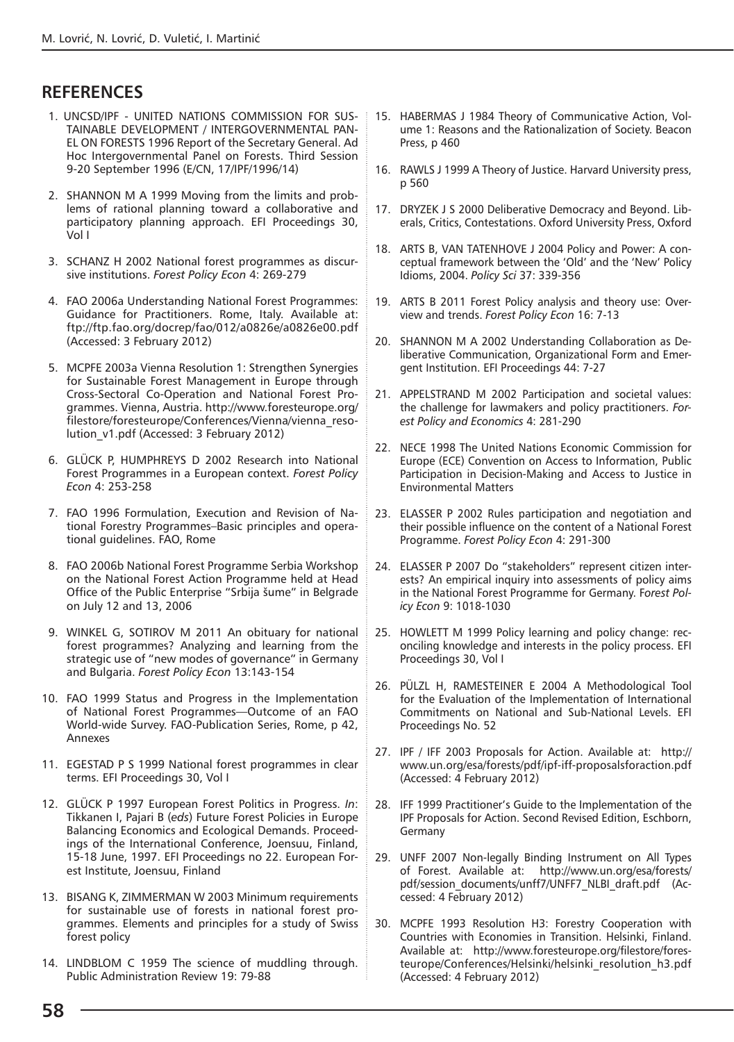## REFERENCES

1. UNCSD/IPF - UNITED NATIONS COMMISSION FOR SUSTAINABLE DEVELOPMENT / INTERGOVERNMENTAL PANEL ON FORESTS 1996 Report of the Secretary General. Ad Hoc Intergovernmental Panel on Forests. Third Session 9-20 September 1996 (E/CN, 17/IPF/1996/14)
2. SHANNON M A 1999 Moving from the limits and problems of rational planning toward a collaborative and participatory planning approach. EFI Proceedings 30, Vol I
3. SCHANZ H 2002 National forest programmes as discursive institutions. *Forest Policy Econ* 4: 269-279
4. FAO 2006a Understanding National Forest Programmes: Guidance for Practitioners. Rome, Italy. Available at: ftp://ftp.fao.org/docrep/fao/012/a0826e/a0826e00.pdf (Accessed: 3 February 2012)
5. MCPFE 2003a Vienna Resolution 1: Strengthen Synergies for Sustainable Forest Management in Europe through Cross-Sectoral Co-Operation and National Forest Programmes. Vienna, Austria. http://www.foresteurope.org/filestore/foresteurope/Conferences/Vienna/vienna_resolution_v1.pdf (Accessed: 3 February 2012)
6. GLÜCK P, HUMPHREYS D 2002 Research into National Forest Programmes in a European context. *Forest Policy Econ* 4: 253-258
7. FAO 1996 Formulation, Execution and Revision of National Forestry Programmes–Basic principles and operational guidelines. FAO, Rome
8. FAO 2006b National Forest Programme Serbia Workshop on the National Forest Action Programme held at Head Office of the Public Enterprise "Srbija šume" in Belgrade on July 12 and 13, 2006
9. WINKEL G, SOTIROV M 2011 An obituary for national forest programmes? Analyzing and learning from the strategic use of "new modes of governance" in Germany and Bulgaria. *Forest Policy Econ* 13:143-154
10. FAO 1999 Status and Progress in the Implementation of National Forest Programmes—Outcome of an FAO World-wide Survey. FAO-Publication Series, Rome, p 42, Annexes
11. EGESTAD P S 1999 National forest programmes in clear terms. EFI Proceedings 30, Vol I
12. GLÜCK P 1997 European Forest Politics in Progress. *In*: Tikkanen I, Pajari B (*eds*) Future Forest Policies in Europe Balancing Economics and Ecological Demands. Proceedings of the International Conference, Joensuu, Finland, 15-18 June, 1997. EFI Proceedings no 22. European Forest Institute, Joensuu, Finland
13. BISANG K, ZIMMERMAN W 2003 Minimum requirements for sustainable use of forests in national forest programmes. Elements and principles for a study of Swiss forest policy
14. LINDBLOM C 1959 The science of muddling through. Public Administration Review 19: 79-88
15. HABERMAS J 1984 Theory of Communicative Action, Volume 1: Reasons and the Rationalization of Society. Beacon Press, p 460
16. RAWLS J 1999 A Theory of Justice. Harvard University press, p 560
17. DRYZEK J S 2000 Deliberative Democracy and Beyond. Liberals, Critics, Contestations. Oxford University Press, Oxford
18. ARTS B, VAN TATENHOVE J 2004 Policy and Power: A conceptual framework between the 'Old' and the 'New' Policy Idioms, 2004. *Policy Sci* 37: 339-356
19. ARTS B 2011 Forest Policy analysis and theory use: Overview and trends. *Forest Policy Econ* 16: 7-13
20. SHANNON M A 2002 Understanding Collaboration as Deliberative Communication, Organizational Form and Emergent Institution. EFI Proceedings 44: 7-27
21. APPELSTRAND M 2002 Participation and societal values: the challenge for lawmakers and policy practitioners. *Forest Policy and Economics* 4: 281-290
22. NECE 1998 The United Nations Economic Commission for Europe (ECE) Convention on Access to Information, Public Participation in Decision-Making and Access to Justice in Environmental Matters
23. ELASSER P 2002 Rules participation and negotiation and their possible influence on the content of a National Forest Programme. *Forest Policy Econ* 4: 291-300
24. ELASSER P 2007 Do "stakeholders" represent citizen interests? An empirical inquiry into assessments of policy aims in the National Forest Programme for Germany. *Forest Policy Econ* 9: 1018-1030
25. HOWLETT M 1999 Policy learning and policy change: reconciling knowledge and interests in the policy process. EFI Proceedings 30, Vol I
26. PÜLZL H, RAMESTEINER E 2004 A Methodological Tool for the Evaluation of the Implementation of International Commitments on National and Sub-National Levels. EFI Proceedings No. 52
27. IPF / IFF 2003 Proposals for Action. Available at: http://www.un.org/esa/forests/pdf/ipf-iff-proposalsforaction.pdf (Accessed: 4 February 2012)
28. IFF 1999 Practitioner's Guide to the Implementation of the IPF Proposals for Action. Second Revised Edition, Eschborn, Germany
29. UNFF 2007 Non-legally Binding Instrument on All Types of Forest. Available at: http://www.un.org/esa/forests/pdf/session_documents/unff7/UNFF7_NLBI_draft.pdf (Accessed: 4 February 2012)
30. MCPFE 1993 Resolution H3: Forestry Cooperation with Countries with Economies in Transition. Helsinki, Finland. Available at: http://www.foresteurope.org/filestore/foresteurope/Conferences/Helsinki/helsinki_resolution_h3.pdf (Accessed: 4 February 2012)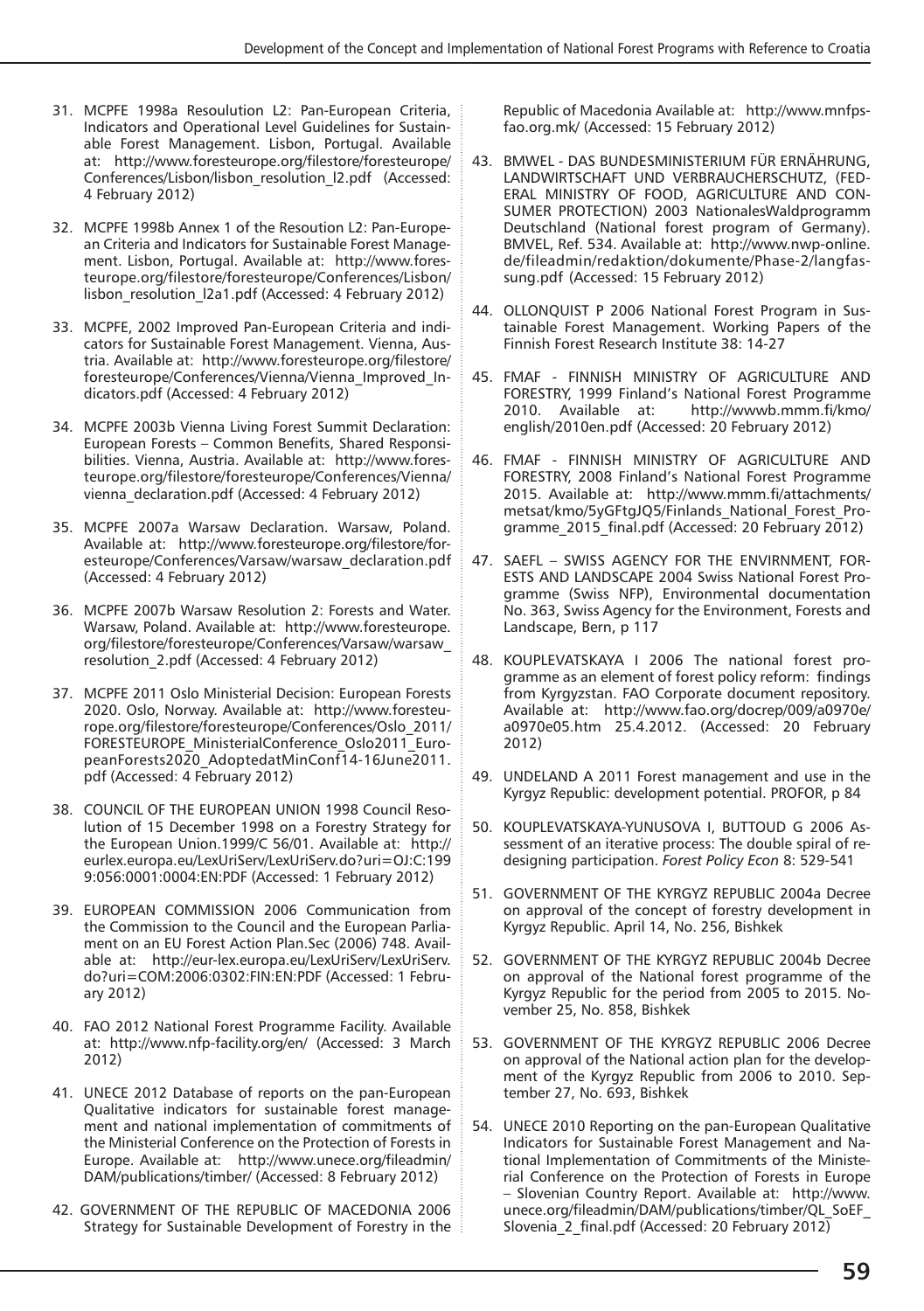31. MCPFE 1998a Resoulution L2: Pan-European Criteria, Indicators and Operational Level Guidelines for Sustainable Forest Management. Lisbon, Portugal. Available at: http://www.foresteurope.org/filestore/foresteurope/Conferences/Lisbon/lisbon_resolution_l2.pdf (Accessed: 4 February 2012)

32. MCPFE 1998b Annex 1 of the Resoution L2: Pan-European Criteria and Indicators for Sustainable Forest Management. Lisbon, Portugal. Available at: http://www.foresteurope.org/filestore/foresteurope/Conferences/Lisbon/lisbon_resolution_l2a1.pdf (Accessed: 4 February 2012)

33. MCPFE, 2002 Improved Pan-European Criteria and indicators for Sustainable Forest Management. Vienna, Austria. Available at: http://www.foresteurope.org/filestore/foresteurope/Conferences/Vienna/Vienna_Improved_Indicators.pdf (Accessed: 4 February 2012)

34. MCPFE 2003b Vienna Living Forest Summit Declaration: European Forests – Common Benefits, Shared Responsibilities. Vienna, Austria. Available at: http://www.foresteurope.org/filestore/foresteurope/Conferences/Vienna/vienna_declaration.pdf (Accessed: 4 February 2012)

35. MCPFE 2007a Warsaw Declaration. Warsaw, Poland. Available at: http://www.foresteurope.org/filestore/foresteurope/Conferences/Varsaw/warsaw_declaration.pdf (Accessed: 4 February 2012)

36. MCPFE 2007b Warsaw Resolution 2: Forests and Water. Warsaw, Poland. Available at: http://www.foresteurope.org/filestore/foresteurope/Conferences/Varsaw/warsaw_resolution_2.pdf (Accessed: 4 February 2012)

37. MCPFE 2011 Oslo Ministerial Decision: European Forests 2020. Oslo, Norway. Available at: http://www.foresteurope.org/filestore/foresteurope/Conferences/Oslo_2011/FORESTEUROPE_MinisterialConference_Oslo2011_EuropeanForests2020_AdoptedatMinConf14-16June2011.pdf (Accessed: 4 February 2012)

38. COUNCIL OF THE EUROPEAN UNION 1998 Council Resolution of 15 December 1998 on a Forestry Strategy for the European Union.1999/C 56/01. Available at: http://eurlex.europa.eu/LexUriServ/LexUriServ.do?uri=OJ:C:1999:056:0001:0004:EN:PDF (Accessed: 1 February 2012)

39. EUROPEAN COMMISSION 2006 Communication from the Commission to the Council and the European Parliament on an EU Forest Action Plan.Sec (2006) 748. Available at: http://eur-lex.europa.eu/LexUriServ/LexUriServ.do?uri=COM:2006:0302:FIN:EN:PDF (Accessed: 1 February 2012)

40. FAO 2012 National Forest Programme Facility. Available at: http://www.nfp-facility.org/en/ (Accessed: 3 March 2012)

41. UNECE 2012 Database of reports on the pan-European Qualitative indicators for sustainable forest management and national implementation of commitments of the Ministerial Conference on the Protection of Forests in Europe. Available at: http://www.unece.org/fileadmin/DAM/publications/timber/ (Accessed: 8 February 2012)

42. GOVERNMENT OF THE REPUBLIC OF MACEDONIA 2006 Strategy for Sustainable Development of Forestry in the Republic of Macedonia Available at: http://www.mnfps-fao.org.mk/ (Accessed: 15 February 2012)

43. BMWEL - DAS BUNDESMINISTERIUM FÜR ERNÄHRUNG, LANDWIRTSCHAFT UND VERBRAUCHERSCHUTZ, (FEDERAL MINISTRY OF FOOD, AGRICULTURE AND CONSUMER PROTECTION) 2003 NationalesWaldprogramm Deutschland (National forest program of Germany). BMVEL, Ref. 534. Available at: http://www.nwp-online.de/fileadmin/redaktion/dokumente/Phase-2/langfassung.pdf (Accessed: 15 February 2012)

44. OLLONQUIST P 2006 National Forest Program in Sustainable Forest Management. Working Papers of the Finnish Forest Research Institute 38: 14-27

45. FMAF - FINNISH MINISTRY OF AGRICULTURE AND FORESTRY, 1999 Finland's National Forest Programme 2010. Available at: http://wwwb.mmm.fi/kmo/english/2010en.pdf (Accessed: 20 February 2012)

46. FMAF - FINNISH MINISTRY OF AGRICULTURE AND FORESTRY, 2008 Finland's National Forest Programme 2015. Available at: http://www.mmm.fi/attachments/metsat/kmo/5yGFtgJQ5/Finlands_National_Forest_Programme_2015_final.pdf (Accessed: 20 February 2012)

47. SAEFL – SWISS AGENCY FOR THE ENVIRNMENT, FORESTS AND LANDSCAPE 2004 Swiss National Forest Programme (Swiss NFP), Environmental documentation No. 363, Swiss Agency for the Environment, Forests and Landscape, Bern, p 117

48. KOUPLEVATSKAYA I 2006 The national forest programme as an element of forest policy reform: findings from Kyrgyzstan. FAO Corporate document repository. Available at: http://www.fao.org/docrep/009/a0970e/a0970e05.htm 25.4.2012. (Accessed: 20 February 2012)

49. UNDELAND A 2011 Forest management and use in the Kyrgyz Republic: development potential. PROFOR, p 84

50. KOUPLEVATSKAYA-YUNUSOVA I, BUTTOUD G 2006 Assessment of an iterative process: The double spiral of redesigning participation. *Forest Policy Econ* 8: 529-541

51. GOVERNMENT OF THE KYRGYZ REPUBLIC 2004a Decree on approval of the concept of forestry development in Kyrgyz Republic. April 14, No. 256, Bishkek

52. GOVERNMENT OF THE KYRGYZ REPUBLIC 2004b Decree on approval of the National forest programme of the Kyrgyz Republic for the period from 2005 to 2015. November 25, No. 858, Bishkek

53. GOVERNMENT OF THE KYRGYZ REPUBLIC 2006 Decree on approval of the National action plan for the development of the Kyrgyz Republic from 2006 to 2010. September 27, No. 693, Bishkek

54. UNECE 2010 Reporting on the pan-European Qualitative Indicators for Sustainable Forest Management and National Implementation of Commitments of the Ministerial Conference on the Protection of Forests in Europe – Slovenian Country Report. Available at: http://www.unece.org/fileadmin/DAM/publications/timber/QL_SoEF_Slovenia_2_final.pdf (Accessed: 20 February 2012)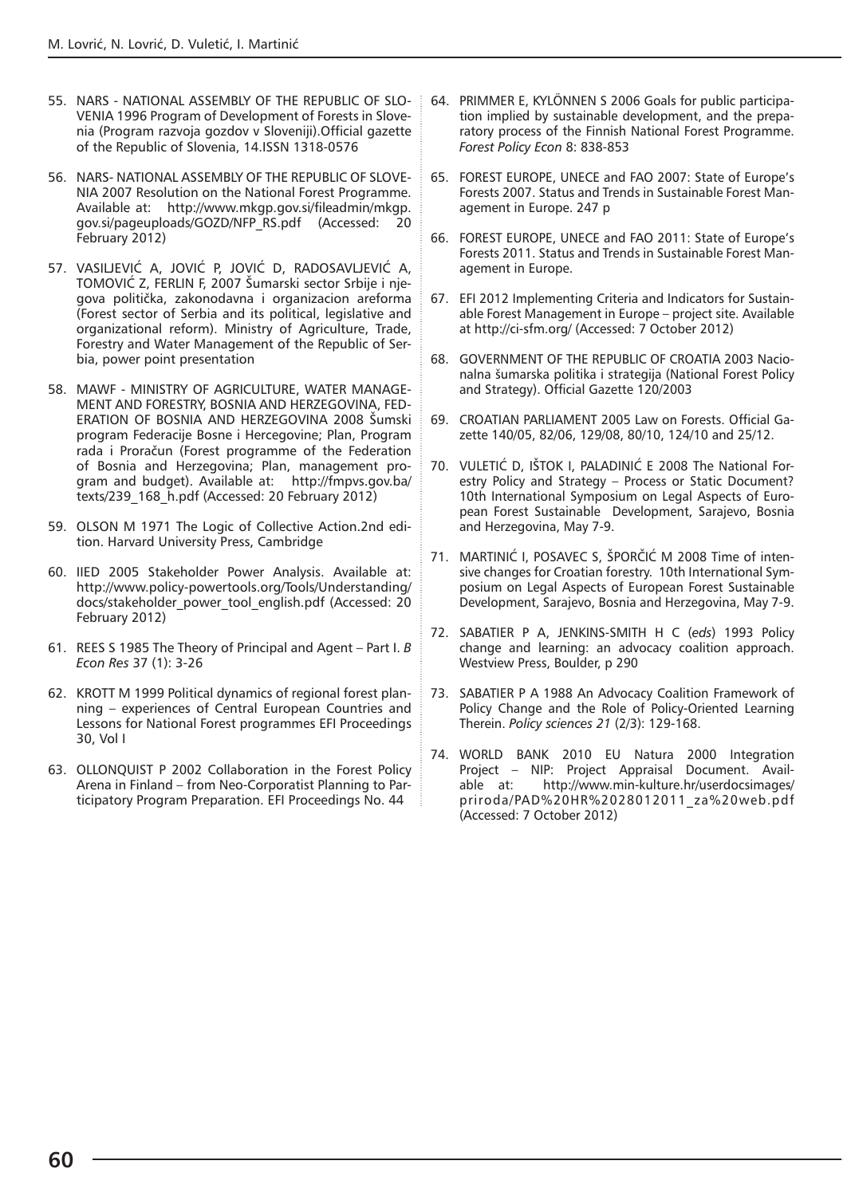55. NARS - NATIONAL ASSEMBLY OF THE REPUBLIC OF SLOVENIA 1996 Program of Development of Forests in Slovenia (Program razvoja gozdov v Sloveniji).Official gazette of the Republic of Slovenia, 14.ISSN 1318-0576

56. NARS- NATIONAL ASSEMBLY OF THE REPUBLIC OF SLOVENIA 2007 Resolution on the National Forest Programme. Available at: http://www.mkgp.gov.si/fileadmin/mkgp.gov.si/pageuploads/GOZD/NFP_RS.pdf (Accessed: 20 February 2012)

57. VASILJEVIĆ A, JOVIĆ P, JOVIĆ D, RADOSAVLJEVIĆ A, TOMOVIĆ Z, FERLIN F, 2007 Šumarski sector Srbije i njegova politička, zakonodavna i organizacion areforma (Forest sector of Serbia and its political, legislative and organizational reform). Ministry of Agriculture, Trade, Forestry and Water Management of the Republic of Serbia, power point presentation

58. MAWF - MINISTRY OF AGRICULTURE, WATER MANAGEMENT AND FORESTRY, BOSNIA AND HERZEGOVINA, FEDERATION OF BOSNIA AND HERZEGOVINA 2008 Šumski program Federacije Bosne i Hercegovine; Plan, Program rada i Proračun (Forest programme of the Federation of Bosnia and Herzegovina; Plan, management program and budget). Available at: http://fmpvs.gov.ba/texts/239_168_h.pdf (Accessed: 20 February 2012)

59. OLSON M 1971 The Logic of Collective Action.2nd edition. Harvard University Press, Cambridge

60. IIED 2005 Stakeholder Power Analysis. Available at: http://www.policy-powertools.org/Tools/Understanding/docs/stakeholder_power_tool_english.pdf (Accessed: 20 February 2012)

61. REES S 1985 The Theory of Principal and Agent – Part I. *B Econ Res* 37 (1): 3-26

62. KROTT M 1999 Political dynamics of regional forest planning – experiences of Central European Countries and Lessons for National Forest programmes EFI Proceedings 30, Vol I

63. OLLONQUIST P 2002 Collaboration in the Forest Policy Arena in Finland – from Neo-Corporatist Planning to Participatory Program Preparation. EFI Proceedings No. 44

64. PRIMMER E, KYLÖNNEN S 2006 Goals for public participation implied by sustainable development, and the preparatory process of the Finnish National Forest Programme. *Forest Policy Econ* 8: 838-853

65. FOREST EUROPE, UNECE and FAO 2007: State of Europe's Forests 2007. Status and Trends in Sustainable Forest Management in Europe. 247 p

66. FOREST EUROPE, UNECE and FAO 2011: State of Europe's Forests 2011. Status and Trends in Sustainable Forest Management in Europe.

67. EFI 2012 Implementing Criteria and Indicators for Sustainable Forest Management in Europe – project site. Available at http://ci-sfm.org/ (Accessed: 7 October 2012)

68. GOVERNMENT OF THE REPUBLIC OF CROATIA 2003 Nacionalna šumarska politika i strategija (National Forest Policy and Strategy). Official Gazette 120/2003

69. CROATIAN PARLIAMENT 2005 Law on Forests. Official Gazette 140/05, 82/06, 129/08, 80/10, 124/10 and 25/12.

70. VULETIĆ D, IŠTOK I, PALADINIĆ E 2008 The National Forestry Policy and Strategy – Process or Static Document? 10th International Symposium on Legal Aspects of European Forest Sustainable Development, Sarajevo, Bosnia and Herzegovina, May 7-9.

71. MARTINIĆ I, POSAVEC S, ŠPORČIĆ M 2008 Time of intensive changes for Croatian forestry. 10th International Symposium on Legal Aspects of European Forest Sustainable Development, Sarajevo, Bosnia and Herzegovina, May 7-9.

72. SABATIER P A, JENKINS-SMITH H C (*eds*) 1993 Policy change and learning: an advocacy coalition approach. Westview Press, Boulder, p 290

73. SABATIER P A 1988 An Advocacy Coalition Framework of Policy Change and the Role of Policy-Oriented Learning Therein. *Policy sciences 21* (2/3): 129-168.

74. WORLD BANK 2010 EU Natura 2000 Integration Project – NIP: Project Appraisal Document. Available at: http://www.min-kulture.hr/userdocsimages/priroda/PAD%20HR%2028012011_za%20web.pdf (Accessed: 7 October 2012)